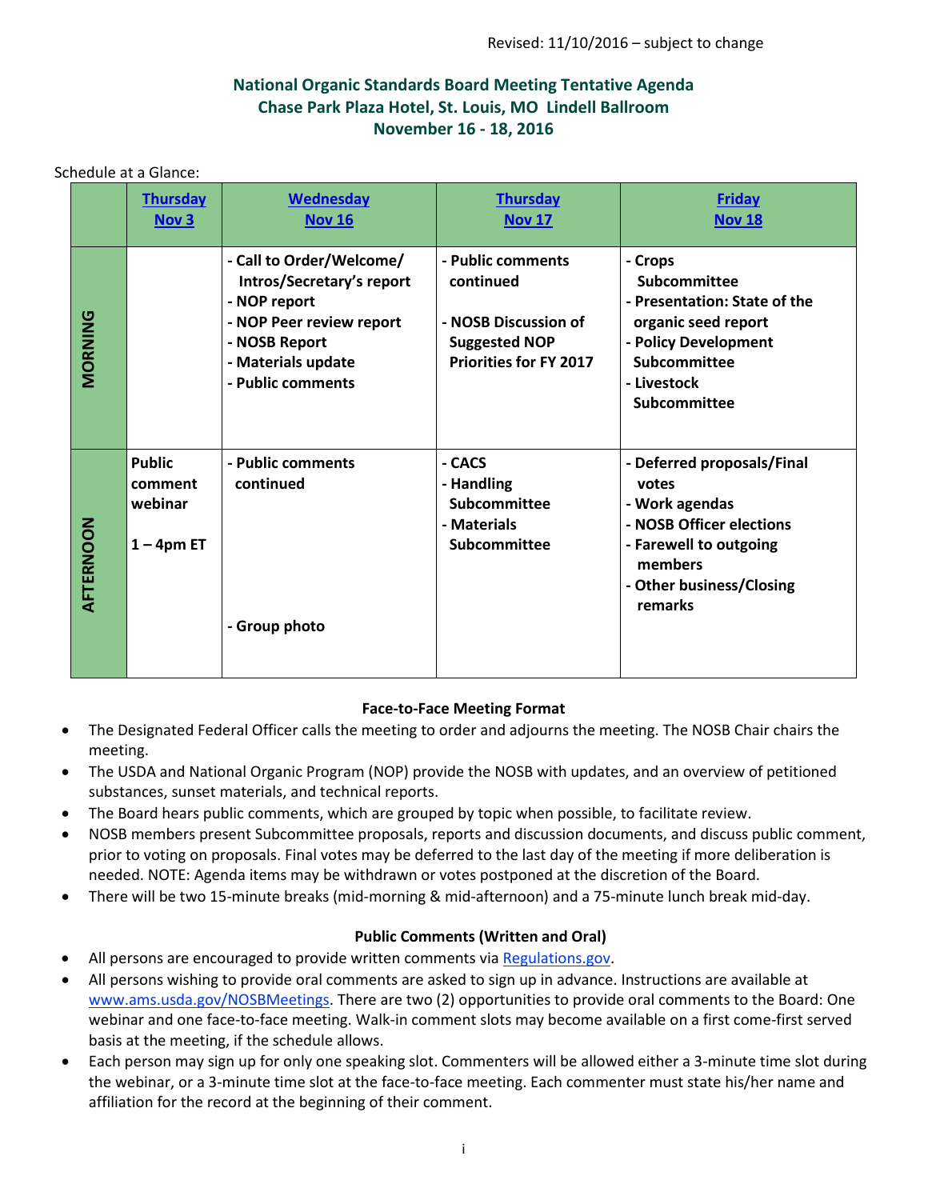Revised: 11/10/2016 – subject to change

# National Organic Standards Board Meeting Tentative Agenda
## Chase Park Plaza Hotel, St. Louis, MO Lindell Ballroom
## November 16 - 18, 2016

Schedule at a Glance:

| | Thursday Nov 3 | Wednesday Nov 16 | Thursday Nov 17 | Friday Nov 18 |
|---|---|---|---|---|
| MORNING | | - Call to Order/Welcome/ Intros/Secretary's report<br>- NOP report<br>- NOP Peer review report<br>- NOSB Report<br>- Materials update<br>- Public comments | - Public comments continued<br><br>- NOSB Discussion of Suggested NOP Priorities for FY 2017 | - Crops Subcommittee<br>- Presentation: State of the organic seed report<br>- Policy Development Subcommittee<br>- Livestock Subcommittee |
| AFTERNOON | Public comment webinar<br><br>1 – 4pm ET | - Public comments continued<br><br><br><br>- Group photo | - CACS<br>- Handling Subcommittee<br>- Materials Subcommittee | - Deferred proposals/Final votes<br>- Work agendas<br>- NOSB Officer elections<br>- Farewell to outgoing members<br>- Other business/Closing remarks |

**Face-to-Face Meeting Format**

- The Designated Federal Officer calls the meeting to order and adjourns the meeting. The NOSB Chair chairs the meeting.
- The USDA and National Organic Program (NOP) provide the NOSB with updates, and an overview of petitioned substances, sunset materials, and technical reports.
- The Board hears public comments, which are grouped by topic when possible, to facilitate review.
- NOSB members present Subcommittee proposals, reports and discussion documents, and discuss public comment, prior to voting on proposals. Final votes may be deferred to the last day of the meeting if more deliberation is needed. NOTE: Agenda items may be withdrawn or votes postponed at the discretion of the Board.
- There will be two 15-minute breaks (mid-morning & mid-afternoon) and a 75-minute lunch break mid-day.

**Public Comments (Written and Oral)**

- All persons are encouraged to provide written comments via Regulations.gov.
- All persons wishing to provide oral comments are asked to sign up in advance. Instructions are available at www.ams.usda.gov/NOSBMeetings. There are two (2) opportunities to provide oral comments to the Board: One webinar and one face-to-face meeting. Walk-in comment slots may become available on a first come-first served basis at the meeting, if the schedule allows.
- Each person may sign up for only one speaking slot. Commenters will be allowed either a 3-minute time slot during the webinar, or a 3-minute time slot at the face-to-face meeting. Each commenter must state his/her name and affiliation for the record at the beginning of their comment.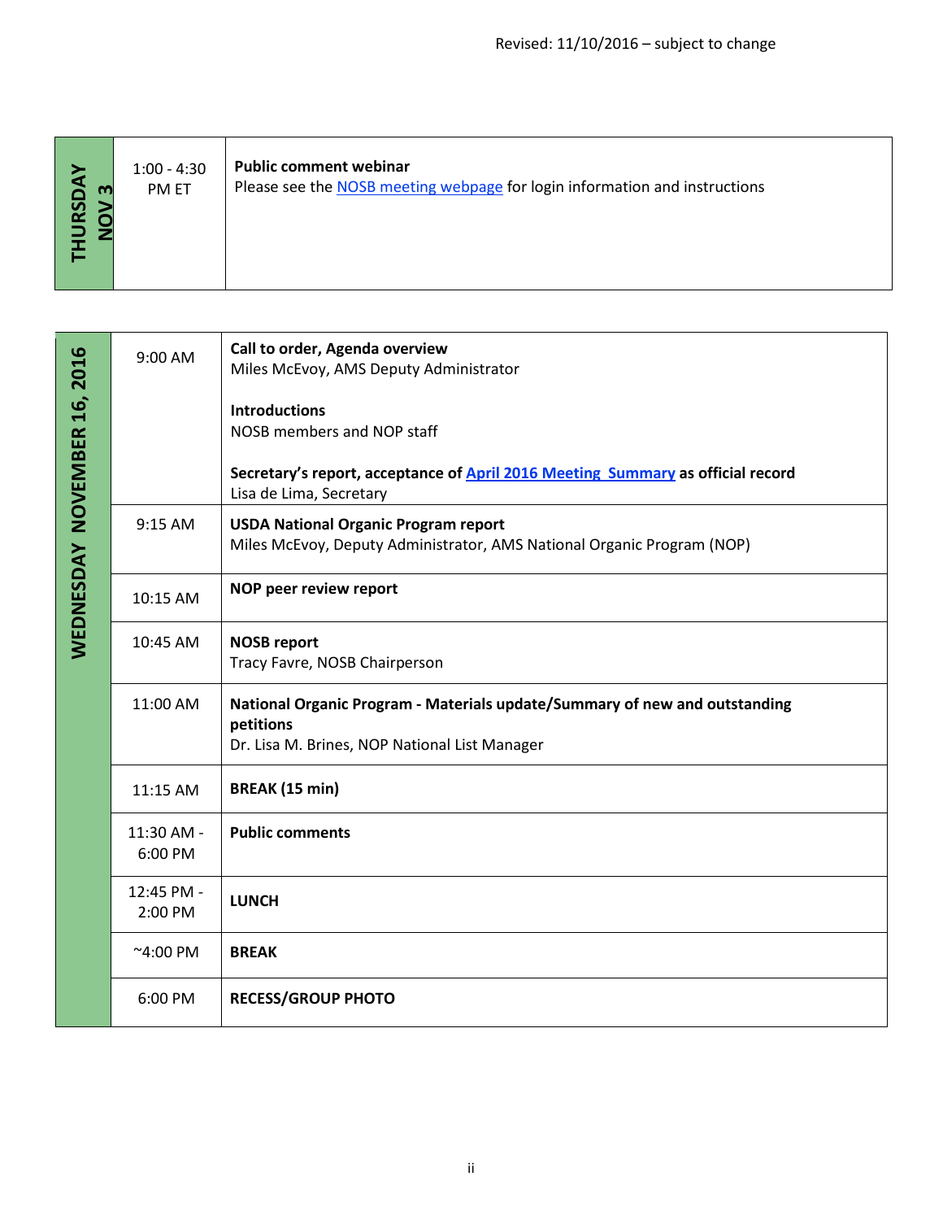Revised: 11/10/2016 – subject to change

| | | |
|---|---|---|
| **THURSDAY NOV 3** | 1:00 - 4:30 PM ET | **Public comment webinar**<br>Please see the NOSB meeting webpage for login information and instructions |

| | | |
|---|---|---|
| **WEDNESDAY NOVEMBER 16, 2016** | 9:00 AM | **Call to order, Agenda overview**<br>Miles McEvoy, AMS Deputy Administrator<br><br>**Introductions**<br>NOSB members and NOP staff<br><br>**Secretary's report, acceptance of April 2016 Meeting Summary as official record**<br>Lisa de Lima, Secretary |
| | 9:15 AM | **USDA National Organic Program report**<br>Miles McEvoy, Deputy Administrator, AMS National Organic Program (NOP) |
| | 10:15 AM | **NOP peer review report** |
| | 10:45 AM | **NOSB report**<br>Tracy Favre, NOSB Chairperson |
| | 11:00 AM | **National Organic Program - Materials update/Summary of new and outstanding petitions**<br>Dr. Lisa M. Brines, NOP National List Manager |
| | 11:15 AM | **BREAK (15 min)** |
| | 11:30 AM - 6:00 PM | **Public comments** |
| | 12:45 PM - 2:00 PM | **LUNCH** |
| | ~4:00 PM | **BREAK** |
| | 6:00 PM | **RECESS/GROUP PHOTO** |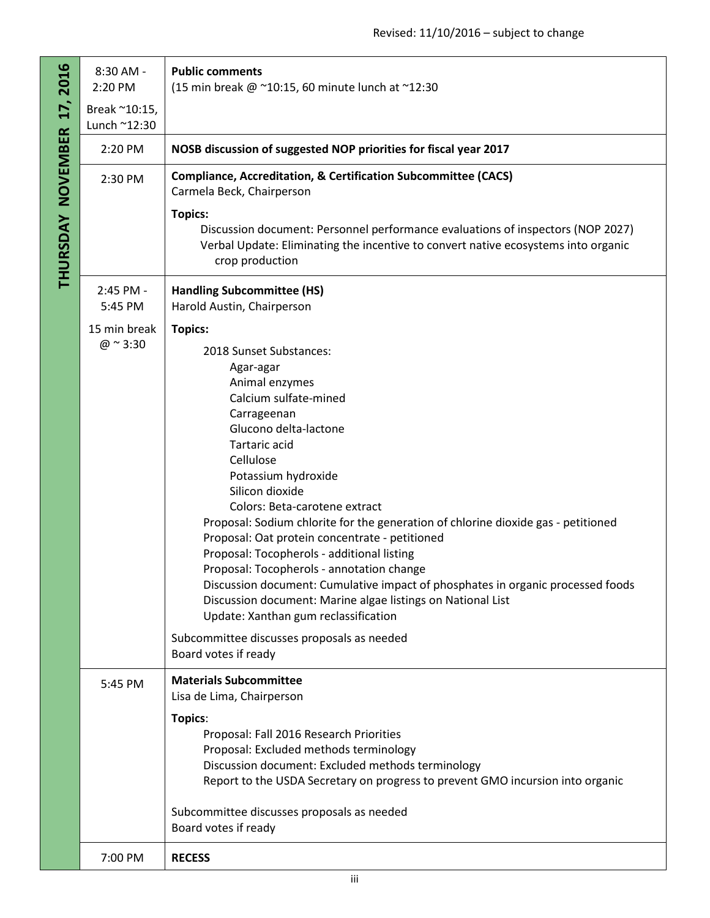Revised: 11/10/2016 – subject to change

**THURSDAY NOVEMBER 17, 2016**

| | |
|---|---|
| 8:30 AM - 2:20 PM<br>Break ~10:15, Lunch ~12:30 | **Public comments**<br>(15 min break @ ~10:15, 60 minute lunch at ~12:30 |
| 2:20 PM | **NOSB discussion of suggested NOP priorities for fiscal year 2017** |
| 2:30 PM | **Compliance, Accreditation, & Certification Subcommittee (CACS)**<br>Carmela Beck, Chairperson<br>**Topics:**<br>Discussion document: Personnel performance evaluations of inspectors (NOP 2027)<br>Verbal Update: Eliminating the incentive to convert native ecosystems into organic crop production |
| 2:45 PM - 5:45 PM<br>15 min break @ ~ 3:30 | **Handling Subcommittee (HS)**<br>Harold Austin, Chairperson<br>**Topics:**<br>2018 Sunset Substances:<br>Agar-agar<br>Animal enzymes<br>Calcium sulfate-mined<br>Carrageenan<br>Glucono delta-lactone<br>Tartaric acid<br>Cellulose<br>Potassium hydroxide<br>Silicon dioxide<br>Colors: Beta-carotene extract<br>Proposal: Sodium chlorite for the generation of chlorine dioxide gas - petitioned<br>Proposal: Oat protein concentrate - petitioned<br>Proposal: Tocopherols - additional listing<br>Proposal: Tocopherols - annotation change<br>Discussion document: Cumulative impact of phosphates in organic processed foods<br>Discussion document: Marine algae listings on National List<br>Update: Xanthan gum reclassification<br>Subcommittee discusses proposals as needed<br>Board votes if ready |
| 5:45 PM | **Materials Subcommittee**<br>Lisa de Lima, Chairperson<br>**Topics**:<br>Proposal: Fall 2016 Research Priorities<br>Proposal: Excluded methods terminology<br>Discussion document: Excluded methods terminology<br>Report to the USDA Secretary on progress to prevent GMO incursion into organic<br>Subcommittee discusses proposals as needed<br>Board votes if ready |
| 7:00 PM | **RECESS** |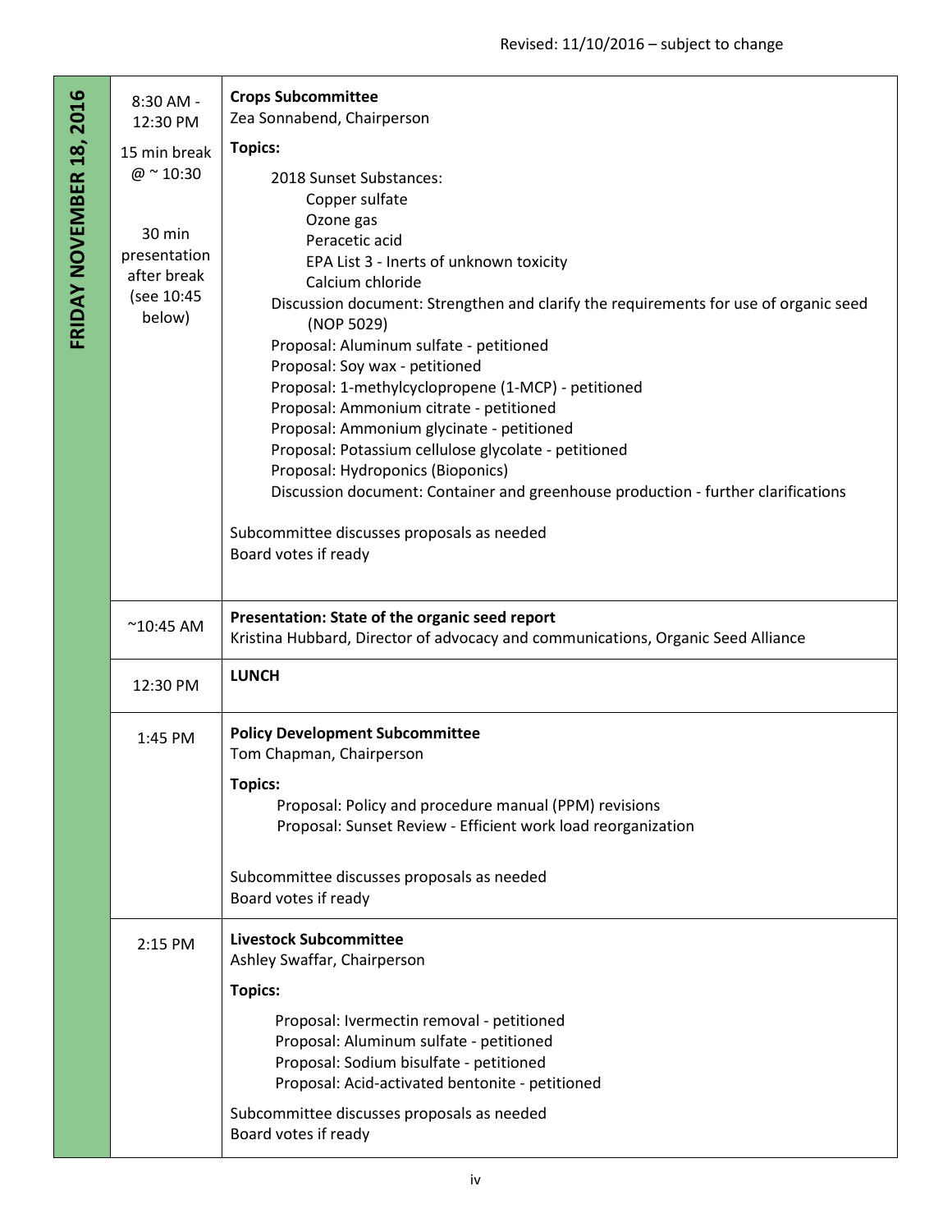| | | |
|---|---|---|
| **FRIDAY NOVEMBER 18, 2016** | 8:30 AM - 12:30 PM<br><br>15 min break @ ~ 10:30<br><br>30 min presentation after break (see 10:45 below) | **Crops Subcommittee**<br>Zea Sonnabend, Chairperson<br><br>**Topics:**<br>2018 Sunset Substances:<br>Copper sulfate<br>Ozone gas<br>Peracetic acid<br>EPA List 3 - Inerts of unknown toxicity<br>Calcium chloride<br>Discussion document: Strengthen and clarify the requirements for use of organic seed (NOP 5029)<br>Proposal: Aluminum sulfate - petitioned<br>Proposal: Soy wax - petitioned<br>Proposal: 1-methylcyclopropene (1-MCP) - petitioned<br>Proposal: Ammonium citrate - petitioned<br>Proposal: Ammonium glycinate - petitioned<br>Proposal: Potassium cellulose glycolate - petitioned<br>Proposal: Hydroponics (Bioponics)<br>Discussion document: Container and greenhouse production - further clarifications<br><br>Subcommittee discusses proposals as needed<br>Board votes if ready |
| | ~10:45 AM | **Presentation: State of the organic seed report**<br>Kristina Hubbard, Director of advocacy and communications, Organic Seed Alliance |
| | 12:30 PM | **LUNCH** |
| | 1:45 PM | **Policy Development Subcommittee**<br>Tom Chapman, Chairperson<br><br>**Topics:**<br>Proposal: Policy and procedure manual (PPM) revisions<br>Proposal: Sunset Review - Efficient work load reorganization<br><br>Subcommittee discusses proposals as needed<br>Board votes if ready |
| | 2:15 PM | **Livestock Subcommittee**<br>Ashley Swaffar, Chairperson<br><br>**Topics:**<br>Proposal: Ivermectin removal - petitioned<br>Proposal: Aluminum sulfate - petitioned<br>Proposal: Sodium bisulfate - petitioned<br>Proposal: Acid-activated bentonite - petitioned<br><br>Subcommittee discusses proposals as needed<br>Board votes if ready |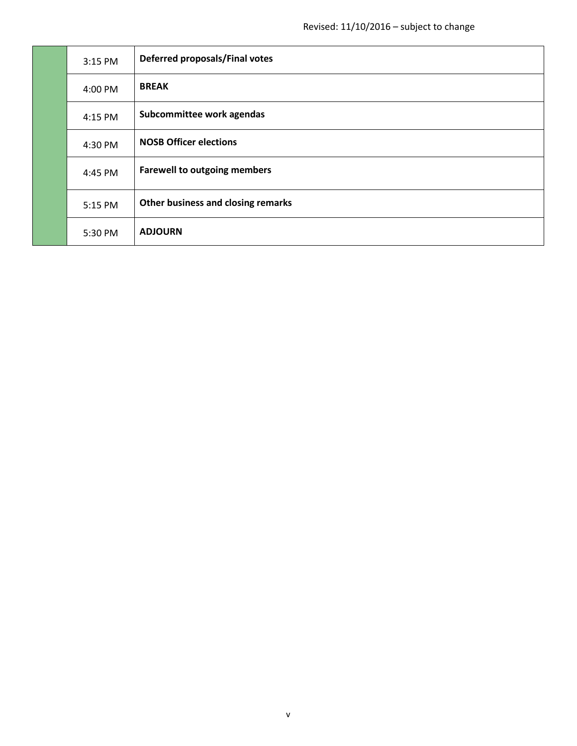Revised: 11/10/2016 – subject to change

| | | |
|---|---|---|
| | 3:15 PM | **Deferred proposals/Final votes** |
| | 4:00 PM | **BREAK** |
| | 4:15 PM | **Subcommittee work agendas** |
| | 4:30 PM | **NOSB Officer elections** |
| | 4:45 PM | **Farewell to outgoing members** |
| | 5:15 PM | **Other business and closing remarks** |
| | 5:30 PM | **ADJOURN** |